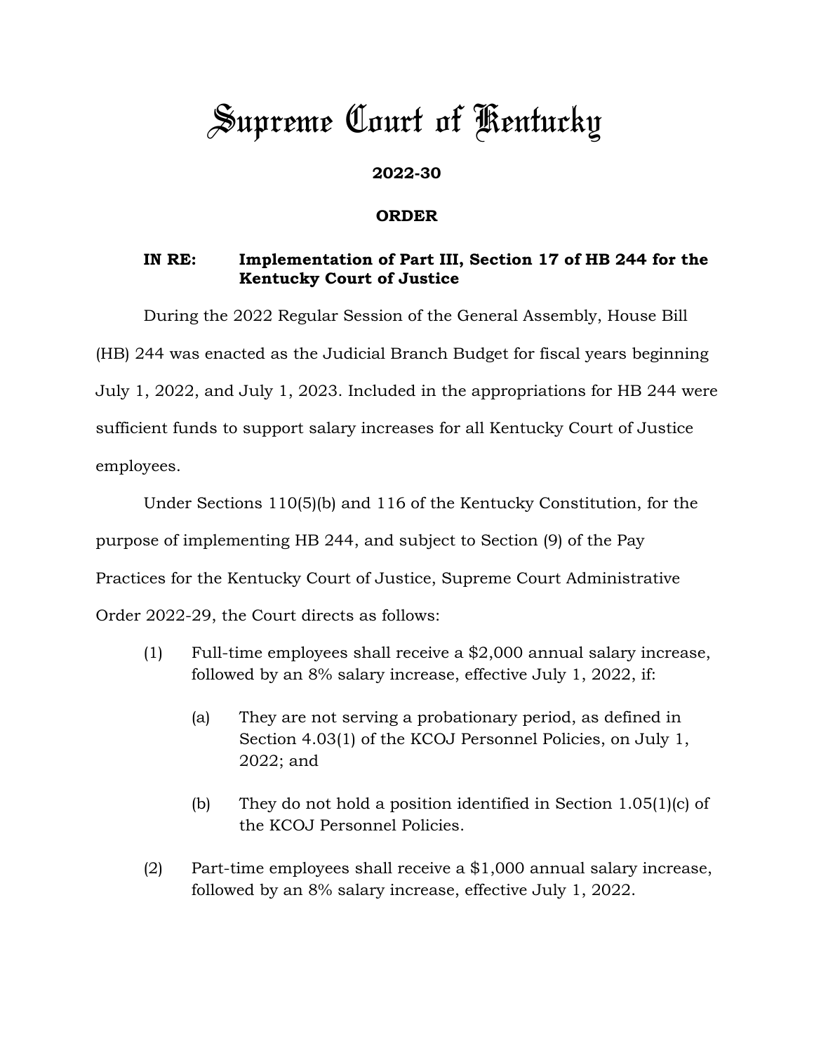# Supreme Court of Kentucky

**2022-30**

**ORDER**

**IN RE: Implementation of Part III, Section 17 of HB 244 for the Kentucky Court of Justice**

During the 2022 Regular Session of the General Assembly, House Bill (HB) 244 was enacted as the Judicial Branch Budget for fiscal years beginning July 1, 2022, and July 1, 2023. Included in the appropriations for HB 244 were sufficient funds to support salary increases for all Kentucky Court of Justice employees.

Under Sections 110(5)(b) and 116 of the Kentucky Constitution, for the purpose of implementing HB 244, and subject to Section (9) of the Pay Practices for the Kentucky Court of Justice, Supreme Court Administrative Order 2022-29, the Court directs as follows:

(1) Full-time employees shall receive a $2,000 annual salary increase, followed by an 8% salary increase, effective July 1, 2022, if:

  (a) They are not serving a probationary period, as defined in Section 4.03(1) of the KCOJ Personnel Policies, on July 1, 2022; and

  (b) They do not hold a position identified in Section 1.05(1)(c) of the KCOJ Personnel Policies.

(2) Part-time employees shall receive a $1,000 annual salary increase, followed by an 8% salary increase, effective July 1, 2022.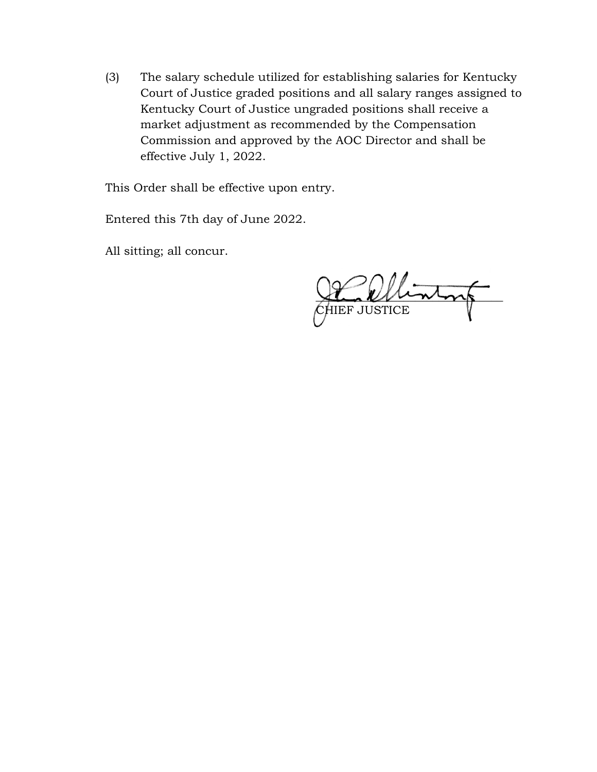(3) The salary schedule utilized for establishing salaries for Kentucky Court of Justice graded positions and all salary ranges assigned to Kentucky Court of Justice ungraded positions shall receive a market adjustment as recommended by the Compensation Commission and approved by the AOC Director and shall be effective July 1, 2022.

This Order shall be effective upon entry.

Entered this 7th day of June 2022.

All sitting; all concur.

CHIEF JUSTICE